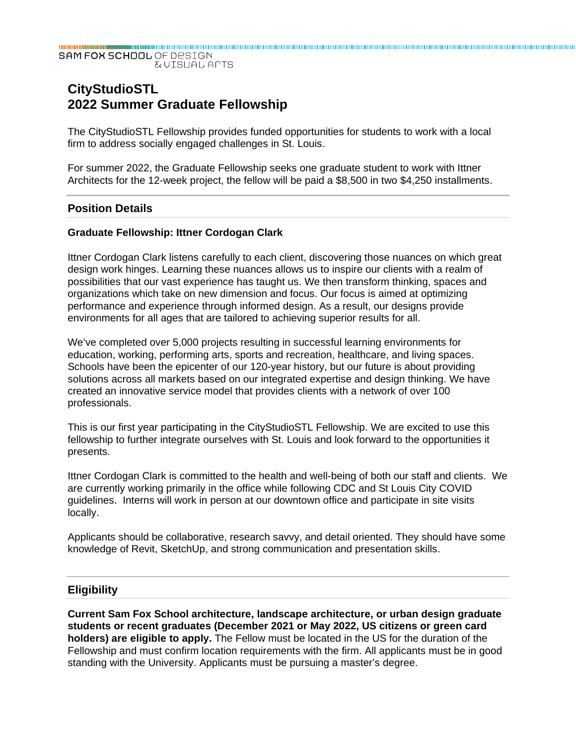# CityStudioSTL
# 2022 Summer Graduate Fellowship

The CityStudioSTL Fellowship provides funded opportunities for students to work with a local firm to address socially engaged challenges in St. Louis.

For summer 2022, the Graduate Fellowship seeks one graduate student to work with Ittner Architects for the 12-week project, the fellow will be paid a $8,500 in two $4,250 installments.

## Position Details

### Graduate Fellowship: Ittner Cordogan Clark

Ittner Cordogan Clark listens carefully to each client, discovering those nuances on which great design work hinges. Learning these nuances allows us to inspire our clients with a realm of possibilities that our vast experience has taught us. We then transform thinking, spaces and organizations which take on new dimension and focus. Our focus is aimed at optimizing performance and experience through informed design. As a result, our designs provide environments for all ages that are tailored to achieving superior results for all.

We've completed over 5,000 projects resulting in successful learning environments for education, working, performing arts, sports and recreation, healthcare, and living spaces. Schools have been the epicenter of our 120-year history, but our future is about providing solutions across all markets based on our integrated expertise and design thinking. We have created an innovative service model that provides clients with a network of over 100 professionals.

This is our first year participating in the CityStudioSTL Fellowship. We are excited to use this fellowship to further integrate ourselves with St. Louis and look forward to the opportunities it presents.

Ittner Cordogan Clark is committed to the health and well-being of both our staff and clients. We are currently working primarily in the office while following CDC and St Louis City COVID guidelines. Interns will work in person at our downtown office and participate in site visits locally.

Applicants should be collaborative, research savvy, and detail oriented. They should have some knowledge of Revit, SketchUp, and strong communication and presentation skills.

## Eligibility

**Current Sam Fox School architecture, landscape architecture, or urban design graduate students or recent graduates (December 2021 or May 2022, US citizens or green card holders) are eligible to apply.** The Fellow must be located in the US for the duration of the Fellowship and must confirm location requirements with the firm. All applicants must be in good standing with the University. Applicants must be pursuing a master's degree.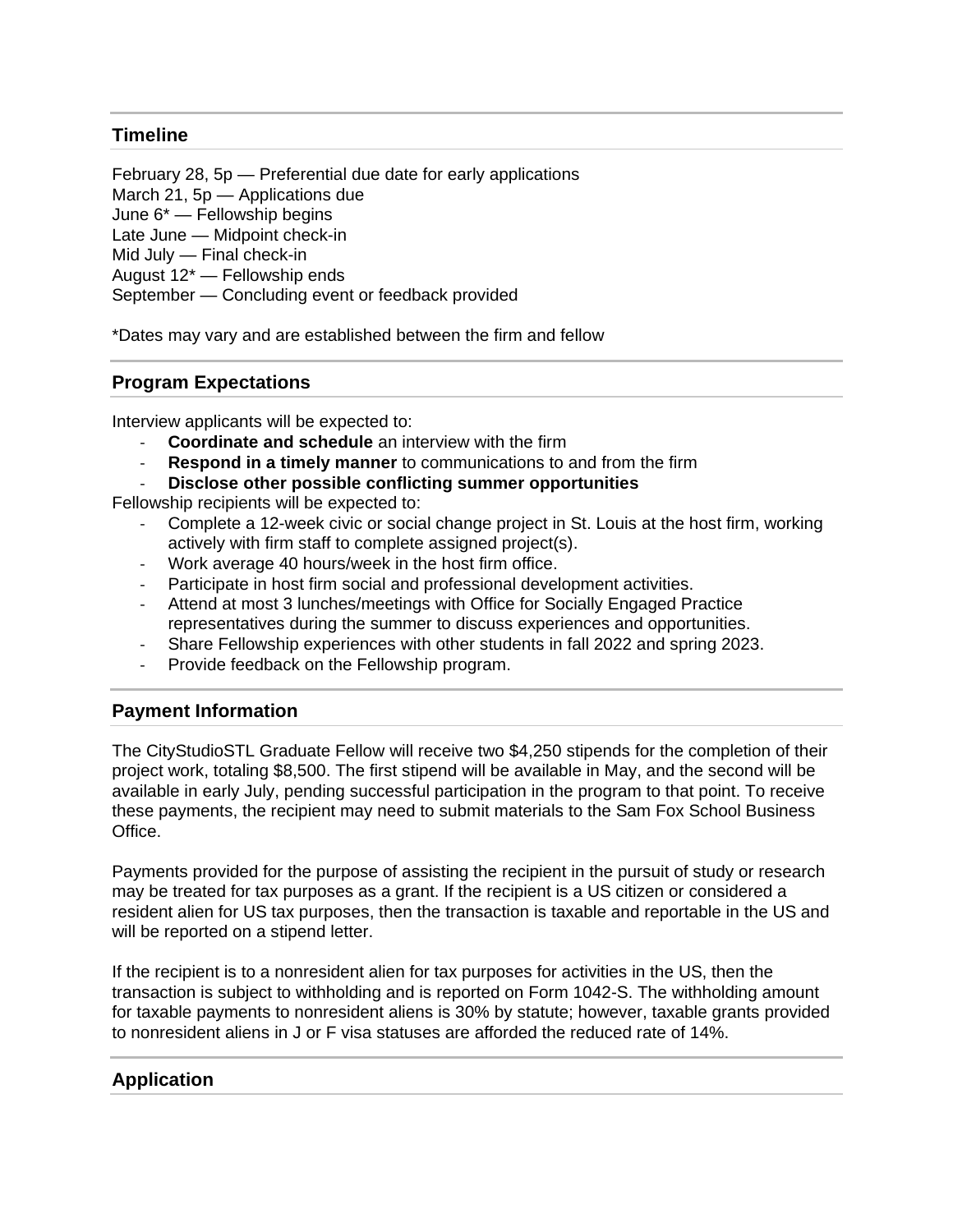## Timeline

February 28, 5p — Preferential due date for early applications
March 21, 5p — Applications due
June 6* — Fellowship begins
Late June — Midpoint check-in
Mid July — Final check-in
August 12* — Fellowship ends
September — Concluding event or feedback provided

*Dates may vary and are established between the firm and fellow

## Program Expectations

Interview applicants will be expected to:

- **Coordinate and schedule** an interview with the firm
- **Respond in a timely manner** to communications to and from the firm
- **Disclose other possible conflicting summer opportunities**

Fellowship recipients will be expected to:

- Complete a 12-week civic or social change project in St. Louis at the host firm, working actively with firm staff to complete assigned project(s).
- Work average 40 hours/week in the host firm office.
- Participate in host firm social and professional development activities.
- Attend at most 3 lunches/meetings with Office for Socially Engaged Practice representatives during the summer to discuss experiences and opportunities.
- Share Fellowship experiences with other students in fall 2022 and spring 2023.
- Provide feedback on the Fellowship program.

## Payment Information

The CityStudioSTL Graduate Fellow will receive two $4,250 stipends for the completion of their project work, totaling $8,500. The first stipend will be available in May, and the second will be available in early July, pending successful participation in the program to that point. To receive these payments, the recipient may need to submit materials to the Sam Fox School Business Office.

Payments provided for the purpose of assisting the recipient in the pursuit of study or research may be treated for tax purposes as a grant. If the recipient is a US citizen or considered a resident alien for US tax purposes, then the transaction is taxable and reportable in the US and will be reported on a stipend letter.

If the recipient is to a nonresident alien for tax purposes for activities in the US, then the transaction is subject to withholding and is reported on Form 1042-S. The withholding amount for taxable payments to nonresident aliens is 30% by statute; however, taxable grants provided to nonresident aliens in J or F visa statuses are afforded the reduced rate of 14%.

## Application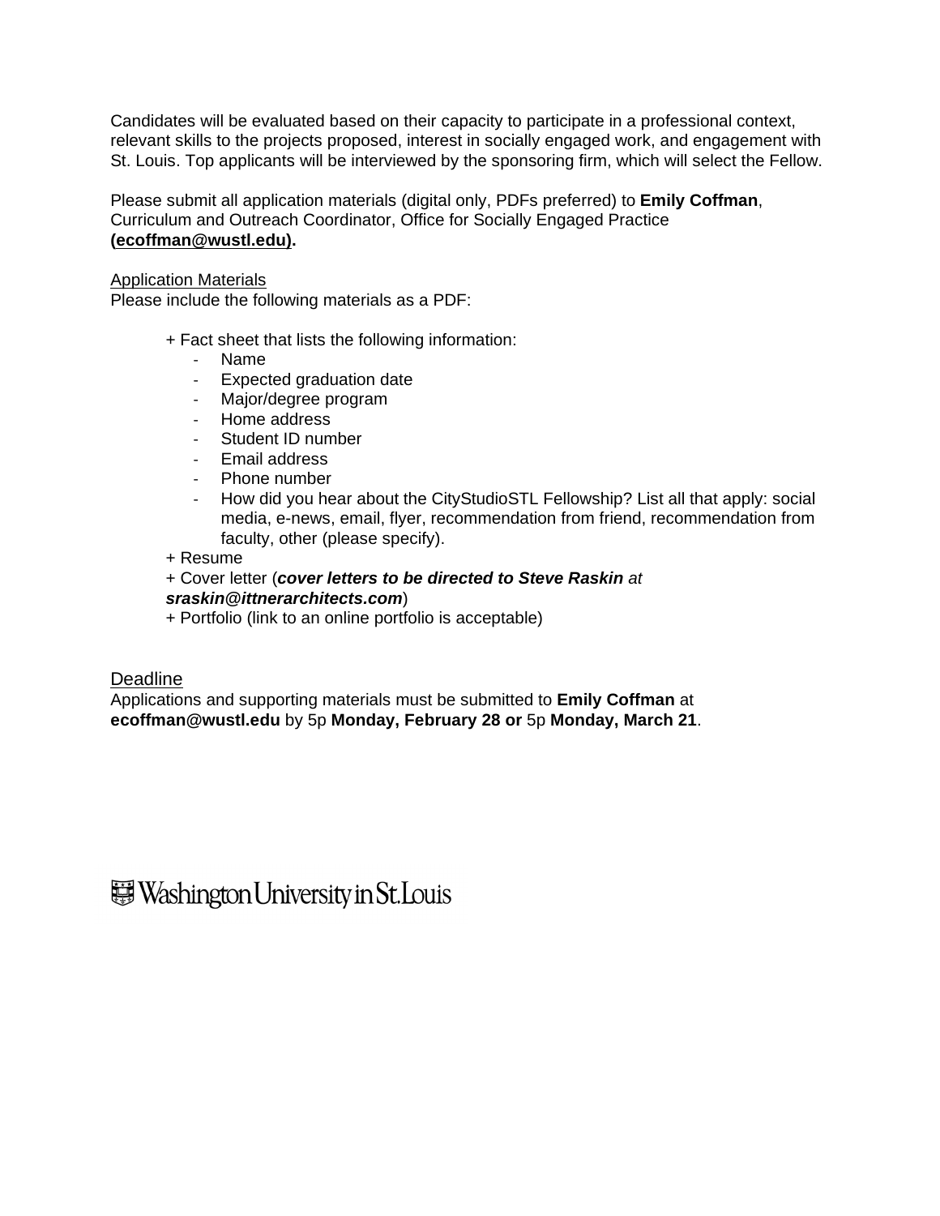Candidates will be evaluated based on their capacity to participate in a professional context, relevant skills to the projects proposed, interest in socially engaged work, and engagement with St. Louis. Top applicants will be interviewed by the sponsoring firm, which will select the Fellow.

Please submit all application materials (digital only, PDFs preferred) to **Emily Coffman**, Curriculum and Outreach Coordinator, Office for Socially Engaged Practice **(ecoffman@wustl.edu).**

Application Materials

Please include the following materials as a PDF:

+ Fact sheet that lists the following information:
  - Name
  - Expected graduation date
  - Major/degree program
  - Home address
  - Student ID number
  - Email address
  - Phone number
  - How did you hear about the CityStudioSTL Fellowship? List all that apply: social media, e-news, email, flyer, recommendation from friend, recommendation from faculty, other (please specify).
+ Resume
+ Cover letter (***cover letters to be directed to Steve Raskin*** *at* ***sraskin@ittnerarchitects.com***)
+ Portfolio (link to an online portfolio is acceptable)

Deadline

Applications and supporting materials must be submitted to **Emily Coffman** at **ecoffman@wustl.edu** by 5p **Monday, February 28 or** 5p **Monday, March 21**.

Washington University in St.Louis